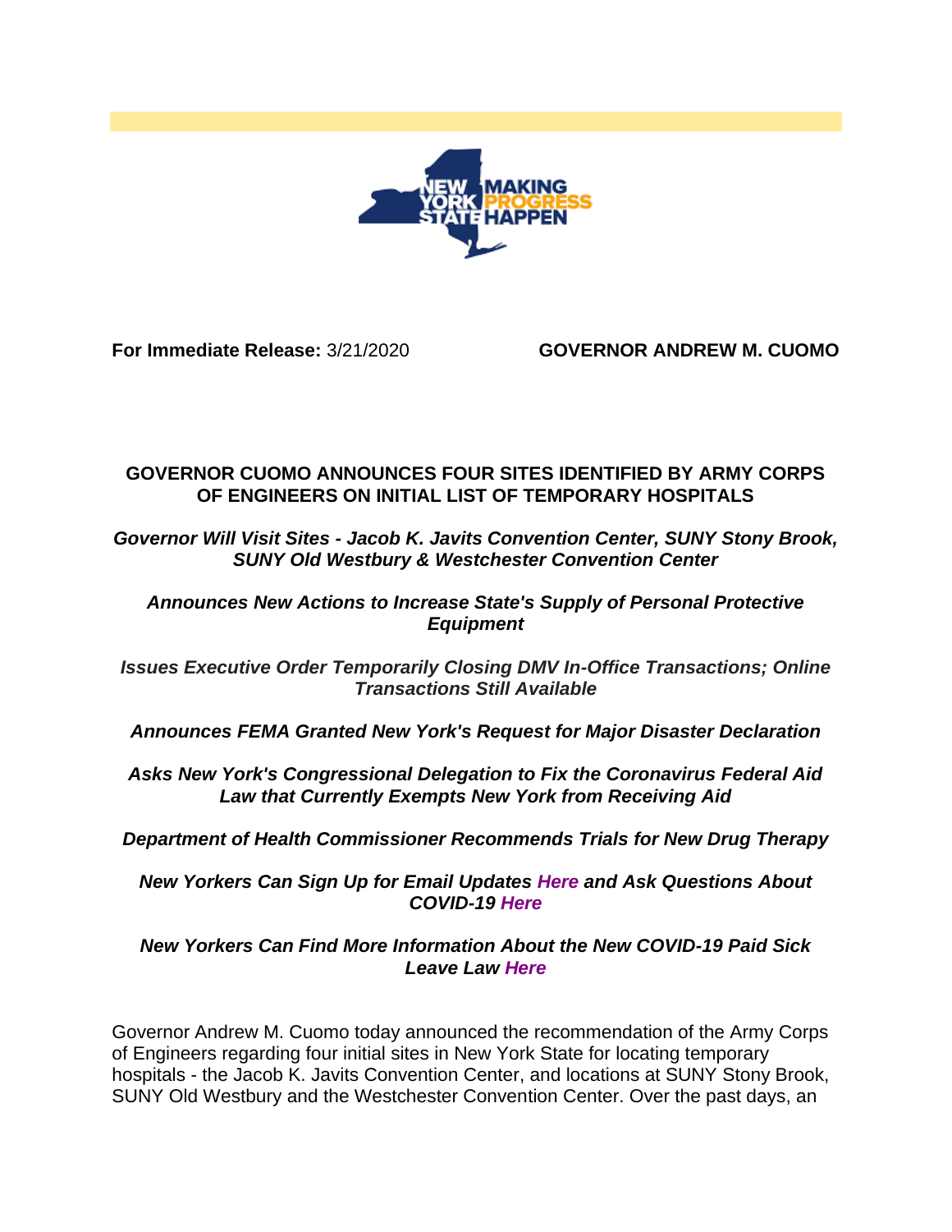**For Immediate Release:** 3/21/2020 **GOVERNOR ANDREW M. CUOMO**

# GOVERNOR CUOMO ANNOUNCES FOUR SITES IDENTIFIED BY ARMY CORPS OF ENGINEERS ON INITIAL LIST OF TEMPORARY HOSPITALS

***Governor Will Visit Sites - Jacob K. Javits Convention Center, SUNY Stony Brook, SUNY Old Westbury & Westchester Convention Center***

***Announces New Actions to Increase State's Supply of Personal Protective Equipment***

***Issues Executive Order Temporarily Closing DMV In-Office Transactions; Online Transactions Still Available***

***Announces FEMA Granted New York's Request for Major Disaster Declaration***

***Asks New York's Congressional Delegation to Fix the Coronavirus Federal Aid Law that Currently Exempts New York from Receiving Aid***

***Department of Health Commissioner Recommends Trials for New Drug Therapy***

***New Yorkers Can Sign Up for Email Updates Here and Ask Questions About COVID-19 Here***

***New Yorkers Can Find More Information About the New COVID-19 Paid Sick Leave Law Here***

Governor Andrew M. Cuomo today announced the recommendation of the Army Corps of Engineers regarding four initial sites in New York State for locating temporary hospitals - the Jacob K. Javits Convention Center, and locations at SUNY Stony Brook, SUNY Old Westbury and the Westchester Convention Center. Over the past days, an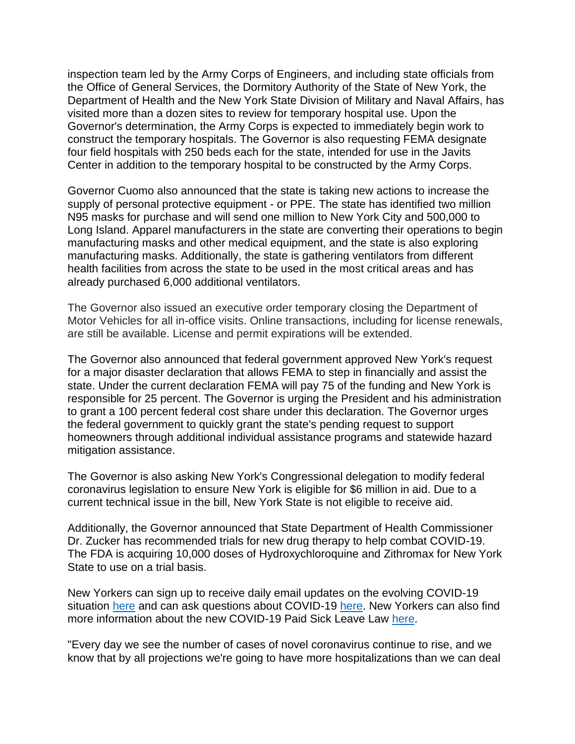inspection team led by the Army Corps of Engineers, and including state officials from the Office of General Services, the Dormitory Authority of the State of New York, the Department of Health and the New York State Division of Military and Naval Affairs, has visited more than a dozen sites to review for temporary hospital use. Upon the Governor's determination, the Army Corps is expected to immediately begin work to construct the temporary hospitals. The Governor is also requesting FEMA designate four field hospitals with 250 beds each for the state, intended for use in the Javits Center in addition to the temporary hospital to be constructed by the Army Corps.

Governor Cuomo also announced that the state is taking new actions to increase the supply of personal protective equipment - or PPE. The state has identified two million N95 masks for purchase and will send one million to New York City and 500,000 to Long Island. Apparel manufacturers in the state are converting their operations to begin manufacturing masks and other medical equipment, and the state is also exploring manufacturing masks. Additionally, the state is gathering ventilators from different health facilities from across the state to be used in the most critical areas and has already purchased 6,000 additional ventilators.

The Governor also issued an executive order temporary closing the Department of Motor Vehicles for all in-office visits. Online transactions, including for license renewals, are still be available. License and permit expirations will be extended.

The Governor also announced that federal government approved New York's request for a major disaster declaration that allows FEMA to step in financially and assist the state. Under the current declaration FEMA will pay 75 of the funding and New York is responsible for 25 percent. The Governor is urging the President and his administration to grant a 100 percent federal cost share under this declaration. The Governor urges the federal government to quickly grant the state's pending request to support homeowners through additional individual assistance programs and statewide hazard mitigation assistance.

The Governor is also asking New York's Congressional delegation to modify federal coronavirus legislation to ensure New York is eligible for $6 million in aid. Due to a current technical issue in the bill, New York State is not eligible to receive aid.

Additionally, the Governor announced that State Department of Health Commissioner Dr. Zucker has recommended trials for new drug therapy to help combat COVID-19. The FDA is acquiring 10,000 doses of Hydroxychloroquine and Zithromax for New York State to use on a trial basis.

New Yorkers can sign up to receive daily email updates on the evolving COVID-19 situation here and can ask questions about COVID-19 here. New Yorkers can also find more information about the new COVID-19 Paid Sick Leave Law here.

"Every day we see the number of cases of novel coronavirus continue to rise, and we know that by all projections we're going to have more hospitalizations than we can deal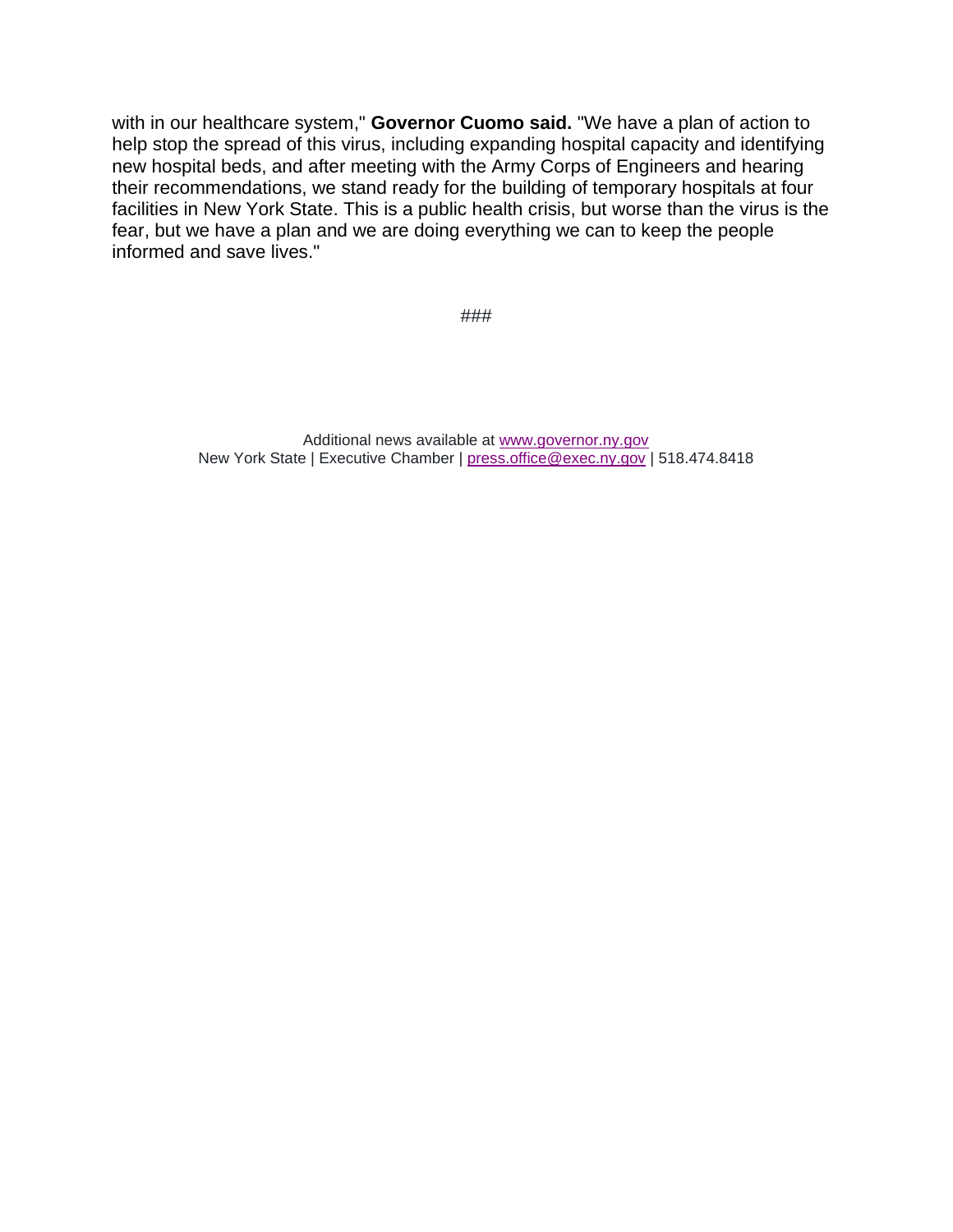with in our healthcare system," **Governor Cuomo said.** "We have a plan of action to help stop the spread of this virus, including expanding hospital capacity and identifying new hospital beds, and after meeting with the Army Corps of Engineers and hearing their recommendations, we stand ready for the building of temporary hospitals at four facilities in New York State. This is a public health crisis, but worse than the virus is the fear, but we have a plan and we are doing everything we can to keep the people informed and save lives."

###

Additional news available at [www.governor.ny.gov](http://www.governor.ny.gov)
New York State | Executive Chamber | [press.office@exec.ny.gov](mailto:press.office@exec.ny.gov) | 518.474.8418